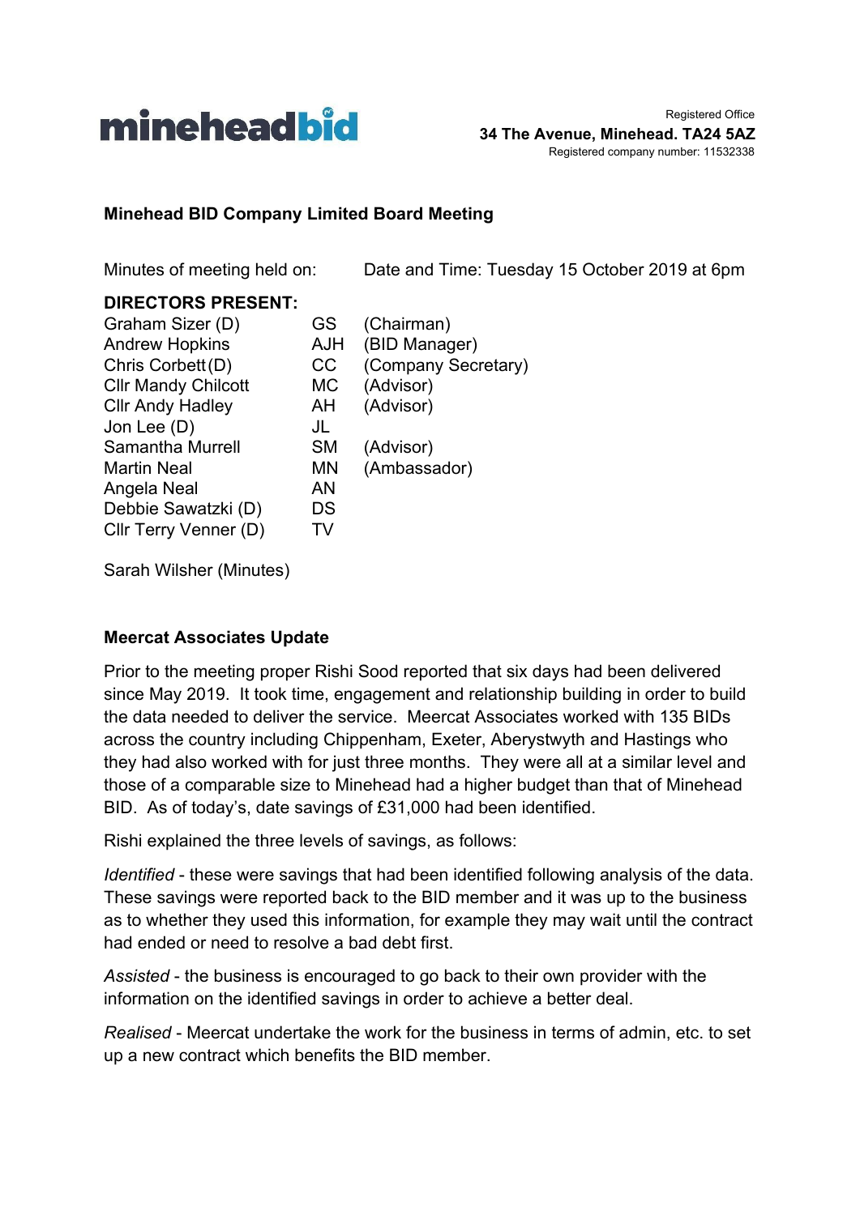**mineheadbid**

Registered Office
**34 The Avenue, Minehead. TA24 5AZ**
Registered company number: 11532338

**Minehead BID Company Limited Board Meeting**

Minutes of meeting held on: Date and Time: Tuesday 15 October 2019 at 6pm

**DIRECTORS PRESENT:**

| | | |
|---|---|---|
| Graham Sizer (D) | GS | (Chairman) |
| Andrew Hopkins | AJH | (BID Manager) |
| Chris Corbett (D) | CC | (Company Secretary) |
| Cllr Mandy Chilcott | MC | (Advisor) |
| Cllr Andy Hadley | AH | (Advisor) |
| Jon Lee (D) | JL | |
| Samantha Murrell | SM | (Advisor) |
| Martin Neal | MN | (Ambassador) |
| Angela Neal | AN | |
| Debbie Sawatzki (D) | DS | |
| Cllr Terry Venner (D) | TV | |

Sarah Wilsher (Minutes)

**Meercat Associates Update**

Prior to the meeting proper Rishi Sood reported that six days had been delivered since May 2019. It took time, engagement and relationship building in order to build the data needed to deliver the service. Meercat Associates worked with 135 BIDs across the country including Chippenham, Exeter, Aberystwyth and Hastings who they had also worked with for just three months. They were all at a similar level and those of a comparable size to Minehead had a higher budget than that of Minehead BID. As of today's, date savings of £31,000 had been identified.

Rishi explained the three levels of savings, as follows:

*Identified* - these were savings that had been identified following analysis of the data. These savings were reported back to the BID member and it was up to the business as to whether they used this information, for example they may wait until the contract had ended or need to resolve a bad debt first.

*Assisted* - the business is encouraged to go back to their own provider with the information on the identified savings in order to achieve a better deal.

*Realised* - Meercat undertake the work for the business in terms of admin, etc. to set up a new contract which benefits the BID member.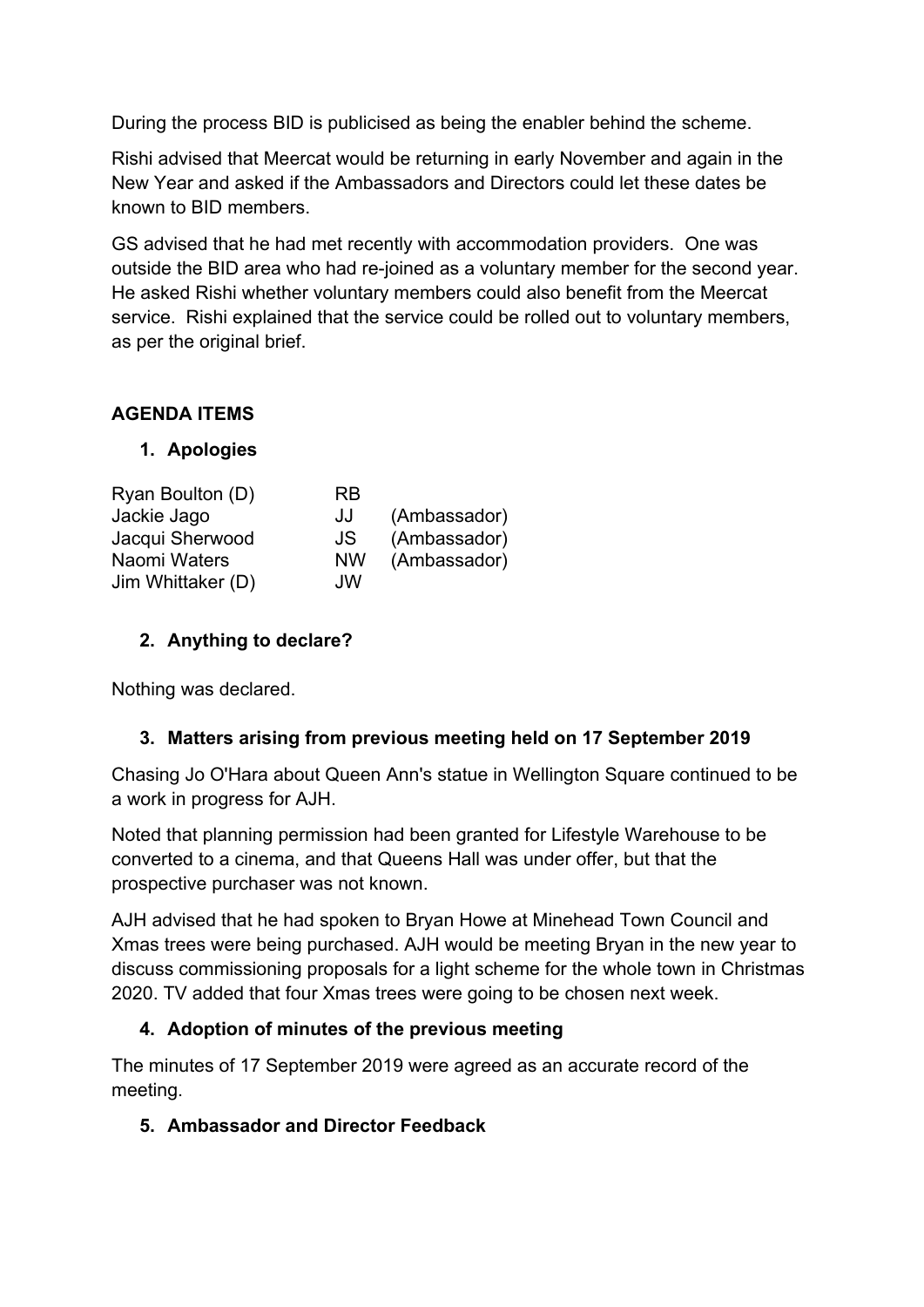During the process BID is publicised as being the enabler behind the scheme.

Rishi advised that Meercat would be returning in early November and again in the New Year and asked if the Ambassadors and Directors could let these dates be known to BID members.

GS advised that he had met recently with accommodation providers. One was outside the BID area who had re-joined as a voluntary member for the second year. He asked Rishi whether voluntary members could also benefit from the Meercat service. Rishi explained that the service could be rolled out to voluntary members, as per the original brief.

## AGENDA ITEMS

### 1. Apologies

| | | |
|---|---|---|
| Ryan Boulton (D) | RB | |
| Jackie Jago | JJ | (Ambassador) |
| Jacqui Sherwood | JS | (Ambassador) |
| Naomi Waters | NW | (Ambassador) |
| Jim Whittaker (D) | JW | |

### 2. Anything to declare?

Nothing was declared.

### 3. Matters arising from previous meeting held on 17 September 2019

Chasing Jo O'Hara about Queen Ann's statue in Wellington Square continued to be a work in progress for AJH.

Noted that planning permission had been granted for Lifestyle Warehouse to be converted to a cinema, and that Queens Hall was under offer, but that the prospective purchaser was not known.

AJH advised that he had spoken to Bryan Howe at Minehead Town Council and Xmas trees were being purchased. AJH would be meeting Bryan in the new year to discuss commissioning proposals for a light scheme for the whole town in Christmas 2020. TV added that four Xmas trees were going to be chosen next week.

### 4. Adoption of minutes of the previous meeting

The minutes of 17 September 2019 were agreed as an accurate record of the meeting.

### 5. Ambassador and Director Feedback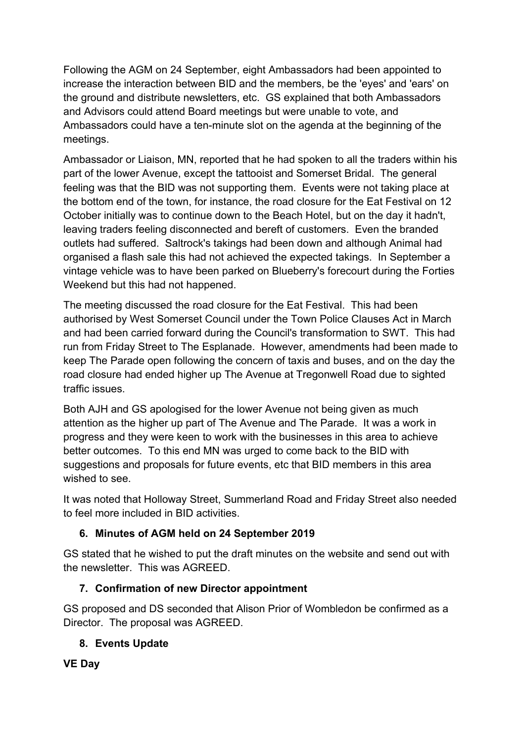Following the AGM on 24 September, eight Ambassadors had been appointed to increase the interaction between BID and the members, be the 'eyes' and 'ears' on the ground and distribute newsletters, etc. GS explained that both Ambassadors and Advisors could attend Board meetings but were unable to vote, and Ambassadors could have a ten-minute slot on the agenda at the beginning of the meetings.

Ambassador or Liaison, MN, reported that he had spoken to all the traders within his part of the lower Avenue, except the tattooist and Somerset Bridal. The general feeling was that the BID was not supporting them. Events were not taking place at the bottom end of the town, for instance, the road closure for the Eat Festival on 12 October initially was to continue down to the Beach Hotel, but on the day it hadn't, leaving traders feeling disconnected and bereft of customers. Even the branded outlets had suffered. Saltrock's takings had been down and although Animal had organised a flash sale this had not achieved the expected takings. In September a vintage vehicle was to have been parked on Blueberry's forecourt during the Forties Weekend but this had not happened.

The meeting discussed the road closure for the Eat Festival. This had been authorised by West Somerset Council under the Town Police Clauses Act in March and had been carried forward during the Council's transformation to SWT. This had run from Friday Street to The Esplanade. However, amendments had been made to keep The Parade open following the concern of taxis and buses, and on the day the road closure had ended higher up The Avenue at Tregonwell Road due to sighted traffic issues.

Both AJH and GS apologised for the lower Avenue not being given as much attention as the higher up part of The Avenue and The Parade. It was a work in progress and they were keen to work with the businesses in this area to achieve better outcomes. To this end MN was urged to come back to the BID with suggestions and proposals for future events, etc that BID members in this area wished to see.

It was noted that Holloway Street, Summerland Road and Friday Street also needed to feel more included in BID activities.

## 6. Minutes of AGM held on 24 September 2019

GS stated that he wished to put the draft minutes on the website and send out with the newsletter. This was AGREED.

## 7. Confirmation of new Director appointment

GS proposed and DS seconded that Alison Prior of Wombledon be confirmed as a Director. The proposal was AGREED.

## 8. Events Update

**VE Day**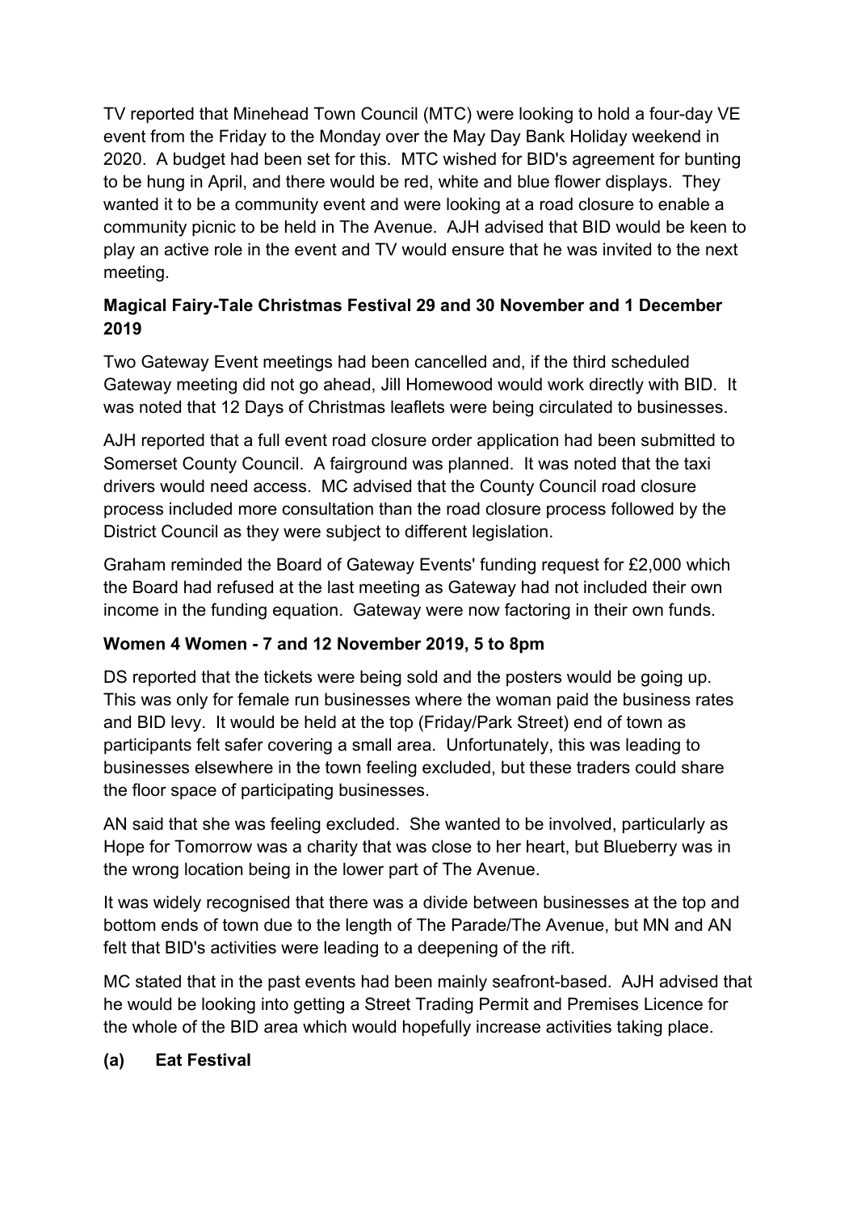TV reported that Minehead Town Council (MTC) were looking to hold a four-day VE event from the Friday to the Monday over the May Day Bank Holiday weekend in 2020. A budget had been set for this. MTC wished for BID's agreement for bunting to be hung in April, and there would be red, white and blue flower displays. They wanted it to be a community event and were looking at a road closure to enable a community picnic to be held in The Avenue. AJH advised that BID would be keen to play an active role in the event and TV would ensure that he was invited to the next meeting.

**Magical Fairy-Tale Christmas Festival 29 and 30 November and 1 December 2019**

Two Gateway Event meetings had been cancelled and, if the third scheduled Gateway meeting did not go ahead, Jill Homewood would work directly with BID. It was noted that 12 Days of Christmas leaflets were being circulated to businesses.

AJH reported that a full event road closure order application had been submitted to Somerset County Council. A fairground was planned. It was noted that the taxi drivers would need access. MC advised that the County Council road closure process included more consultation than the road closure process followed by the District Council as they were subject to different legislation.

Graham reminded the Board of Gateway Events' funding request for £2,000 which the Board had refused at the last meeting as Gateway had not included their own income in the funding equation. Gateway were now factoring in their own funds.

**Women 4 Women - 7 and 12 November 2019, 5 to 8pm**

DS reported that the tickets were being sold and the posters would be going up. This was only for female run businesses where the woman paid the business rates and BID levy. It would be held at the top (Friday/Park Street) end of town as participants felt safer covering a small area. Unfortunately, this was leading to businesses elsewhere in the town feeling excluded, but these traders could share the floor space of participating businesses.

AN said that she was feeling excluded. She wanted to be involved, particularly as Hope for Tomorrow was a charity that was close to her heart, but Blueberry was in the wrong location being in the lower part of The Avenue.

It was widely recognised that there was a divide between businesses at the top and bottom ends of town due to the length of The Parade/The Avenue, but MN and AN felt that BID's activities were leading to a deepening of the rift.

MC stated that in the past events had been mainly seafront-based. AJH advised that he would be looking into getting a Street Trading Permit and Premises Licence for the whole of the BID area which would hopefully increase activities taking place.

**(a) Eat Festival**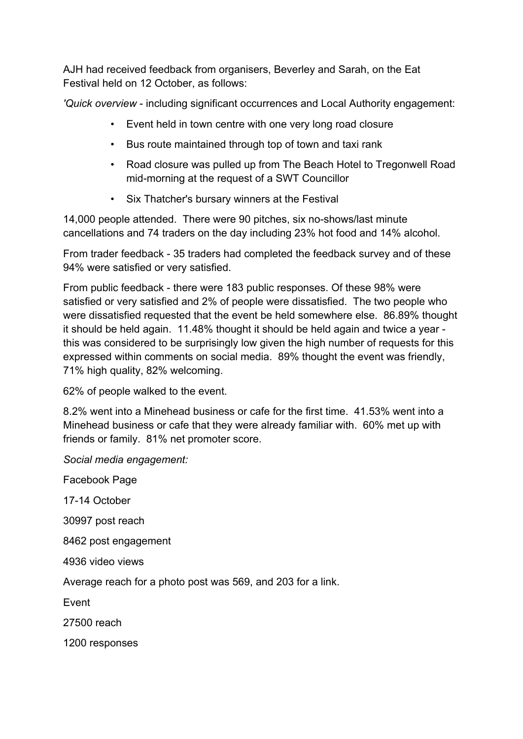AJH had received feedback from organisers, Beverley and Sarah, on the Eat Festival held on 12 October, as follows:

*'Quick overview* - including significant occurrences and Local Authority engagement:

- Event held in town centre with one very long road closure
- Bus route maintained through top of town and taxi rank
- Road closure was pulled up from The Beach Hotel to Tregonwell Road mid-morning at the request of a SWT Councillor
- Six Thatcher's bursary winners at the Festival

14,000 people attended. There were 90 pitches, six no-shows/last minute cancellations and 74 traders on the day including 23% hot food and 14% alcohol.

From trader feedback - 35 traders had completed the feedback survey and of these 94% were satisfied or very satisfied.

From public feedback - there were 183 public responses. Of these 98% were satisfied or very satisfied and 2% of people were dissatisfied. The two people who were dissatisfied requested that the event be held somewhere else. 86.89% thought it should be held again. 11.48% thought it should be held again and twice a year - this was considered to be surprisingly low given the high number of requests for this expressed within comments on social media. 89% thought the event was friendly, 71% high quality, 82% welcoming.

62% of people walked to the event.

8.2% went into a Minehead business or cafe for the first time. 41.53% went into a Minehead business or cafe that they were already familiar with. 60% met up with friends or family. 81% net promoter score.

*Social media engagement:*

Facebook Page

17-14 October

30997 post reach

8462 post engagement

4936 video views

Average reach for a photo post was 569, and 203 for a link.

Event

27500 reach

1200 responses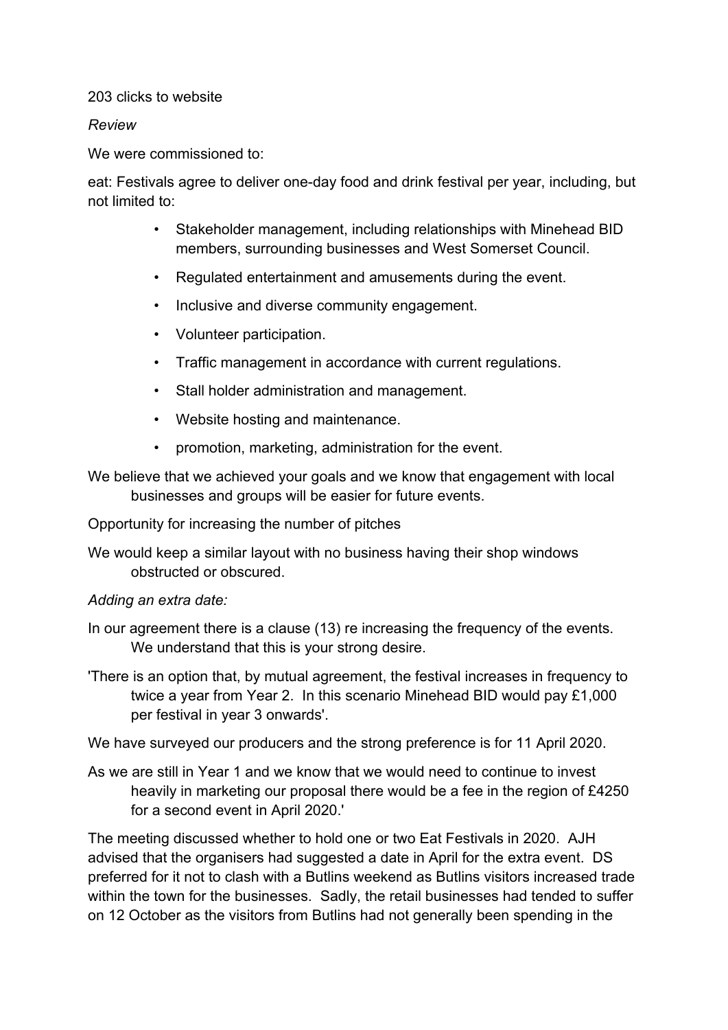203 clicks to website

*Review*

We were commissioned to:

eat: Festivals agree to deliver one-day food and drink festival per year, including, but not limited to:

- Stakeholder management, including relationships with Minehead BID members, surrounding businesses and West Somerset Council.
- Regulated entertainment and amusements during the event.
- Inclusive and diverse community engagement.
- Volunteer participation.
- Traffic management in accordance with current regulations.
- Stall holder administration and management.
- Website hosting and maintenance.
- promotion, marketing, administration for the event.

We believe that we achieved your goals and we know that engagement with local businesses and groups will be easier for future events.

Opportunity for increasing the number of pitches

We would keep a similar layout with no business having their shop windows obstructed or obscured.

*Adding an extra date:*

In our agreement there is a clause (13) re increasing the frequency of the events. We understand that this is your strong desire.

'There is an option that, by mutual agreement, the festival increases in frequency to twice a year from Year 2. In this scenario Minehead BID would pay £1,000 per festival in year 3 onwards'.

We have surveyed our producers and the strong preference is for 11 April 2020.

As we are still in Year 1 and we know that we would need to continue to invest heavily in marketing our proposal there would be a fee in the region of £4250 for a second event in April 2020.'

The meeting discussed whether to hold one or two Eat Festivals in 2020. AJH advised that the organisers had suggested a date in April for the extra event. DS preferred for it not to clash with a Butlins weekend as Butlins visitors increased trade within the town for the businesses. Sadly, the retail businesses had tended to suffer on 12 October as the visitors from Butlins had not generally been spending in the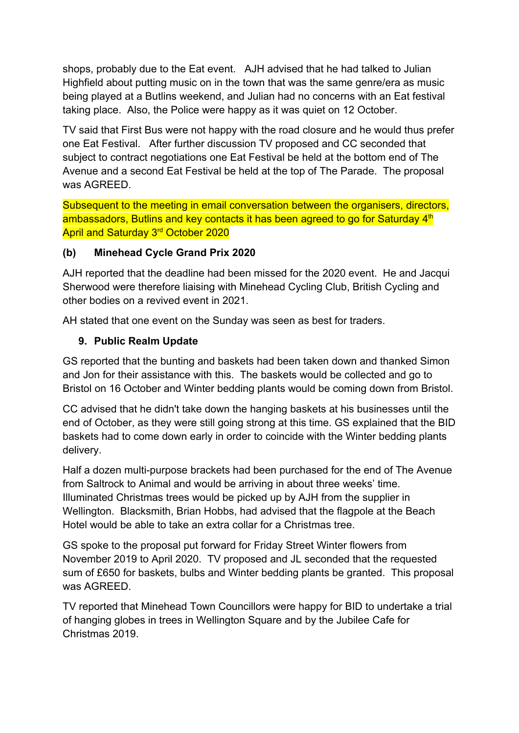shops, probably due to the Eat event. AJH advised that he had talked to Julian Highfield about putting music on in the town that was the same genre/era as music being played at a Butlins weekend, and Julian had no concerns with an Eat festival taking place. Also, the Police were happy as it was quiet on 12 October.

TV said that First Bus were not happy with the road closure and he would thus prefer one Eat Festival. After further discussion TV proposed and CC seconded that subject to contract negotiations one Eat Festival be held at the bottom end of The Avenue and a second Eat Festival be held at the top of The Parade. The proposal was AGREED.

Subsequent to the meeting in email conversation between the organisers, directors, ambassadors, Butlins and key contacts it has been agreed to go for Saturday 4th April and Saturday 3rd October 2020

**(b) Minehead Cycle Grand Prix 2020**

AJH reported that the deadline had been missed for the 2020 event. He and Jacqui Sherwood were therefore liaising with Minehead Cycling Club, British Cycling and other bodies on a revived event in 2021.

AH stated that one event on the Sunday was seen as best for traders.

**9. Public Realm Update**

GS reported that the bunting and baskets had been taken down and thanked Simon and Jon for their assistance with this. The baskets would be collected and go to Bristol on 16 October and Winter bedding plants would be coming down from Bristol.

CC advised that he didn't take down the hanging baskets at his businesses until the end of October, as they were still going strong at this time. GS explained that the BID baskets had to come down early in order to coincide with the Winter bedding plants delivery.

Half a dozen multi-purpose brackets had been purchased for the end of The Avenue from Saltrock to Animal and would be arriving in about three weeks' time. Illuminated Christmas trees would be picked up by AJH from the supplier in Wellington. Blacksmith, Brian Hobbs, had advised that the flagpole at the Beach Hotel would be able to take an extra collar for a Christmas tree.

GS spoke to the proposal put forward for Friday Street Winter flowers from November 2019 to April 2020. TV proposed and JL seconded that the requested sum of £650 for baskets, bulbs and Winter bedding plants be granted. This proposal was AGREED.

TV reported that Minehead Town Councillors were happy for BID to undertake a trial of hanging globes in trees in Wellington Square and by the Jubilee Cafe for Christmas 2019.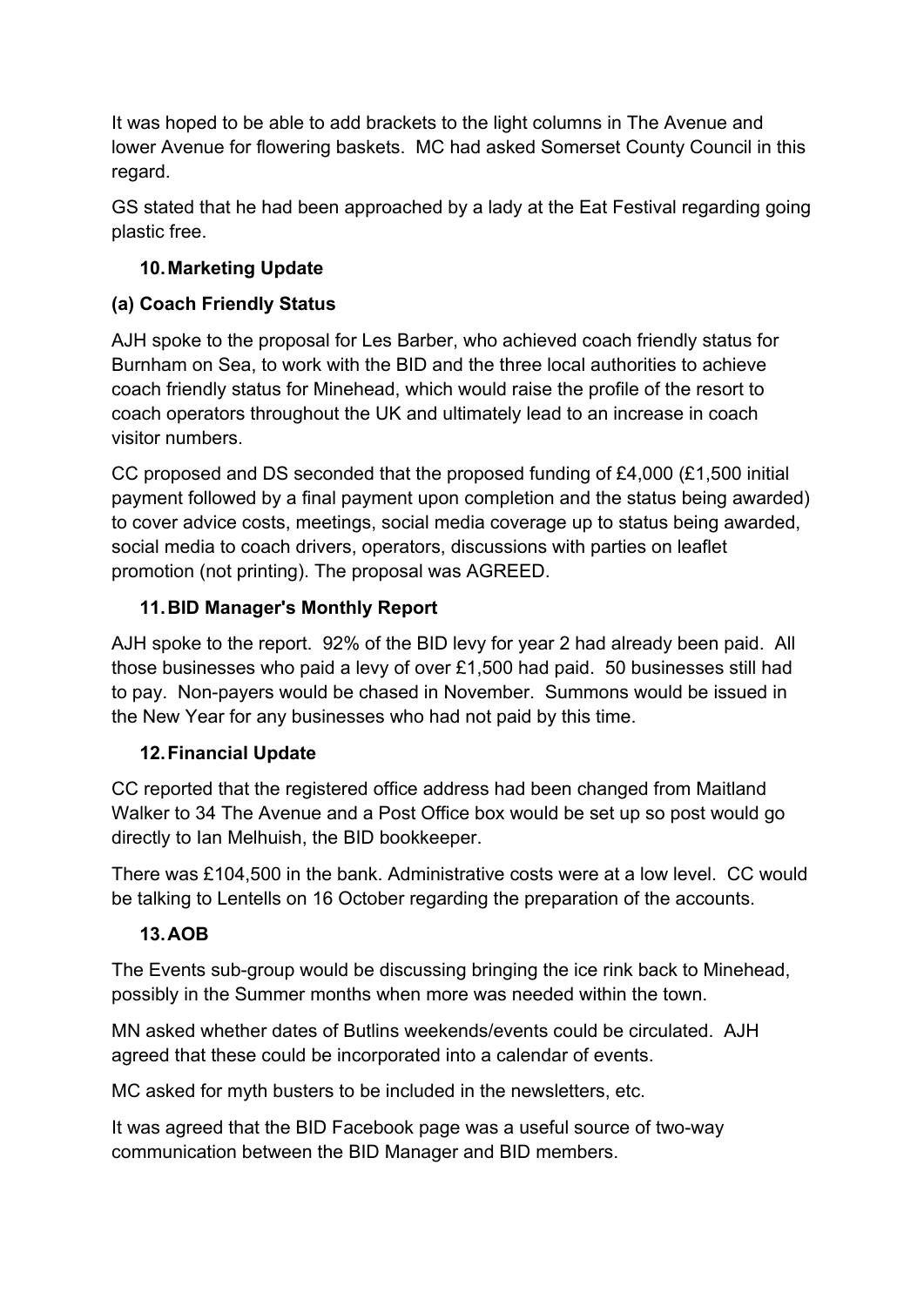It was hoped to be able to add brackets to the light columns in The Avenue and lower Avenue for flowering baskets. MC had asked Somerset County Council in this regard.

GS stated that he had been approached by a lady at the Eat Festival regarding going plastic free.

## 10. Marketing Update

### (a) Coach Friendly Status

AJH spoke to the proposal for Les Barber, who achieved coach friendly status for Burnham on Sea, to work with the BID and the three local authorities to achieve coach friendly status for Minehead, which would raise the profile of the resort to coach operators throughout the UK and ultimately lead to an increase in coach visitor numbers.

CC proposed and DS seconded that the proposed funding of £4,000 (£1,500 initial payment followed by a final payment upon completion and the status being awarded) to cover advice costs, meetings, social media coverage up to status being awarded, social media to coach drivers, operators, discussions with parties on leaflet promotion (not printing). The proposal was AGREED.

## 11. BID Manager's Monthly Report

AJH spoke to the report. 92% of the BID levy for year 2 had already been paid. All those businesses who paid a levy of over £1,500 had paid. 50 businesses still had to pay. Non-payers would be chased in November. Summons would be issued in the New Year for any businesses who had not paid by this time.

## 12. Financial Update

CC reported that the registered office address had been changed from Maitland Walker to 34 The Avenue and a Post Office box would be set up so post would go directly to Ian Melhuish, the BID bookkeeper.

There was £104,500 in the bank. Administrative costs were at a low level. CC would be talking to Lentells on 16 October regarding the preparation of the accounts.

## 13. AOB

The Events sub-group would be discussing bringing the ice rink back to Minehead, possibly in the Summer months when more was needed within the town.

MN asked whether dates of Butlins weekends/events could be circulated. AJH agreed that these could be incorporated into a calendar of events.

MC asked for myth busters to be included in the newsletters, etc.

It was agreed that the BID Facebook page was a useful source of two-way communication between the BID Manager and BID members.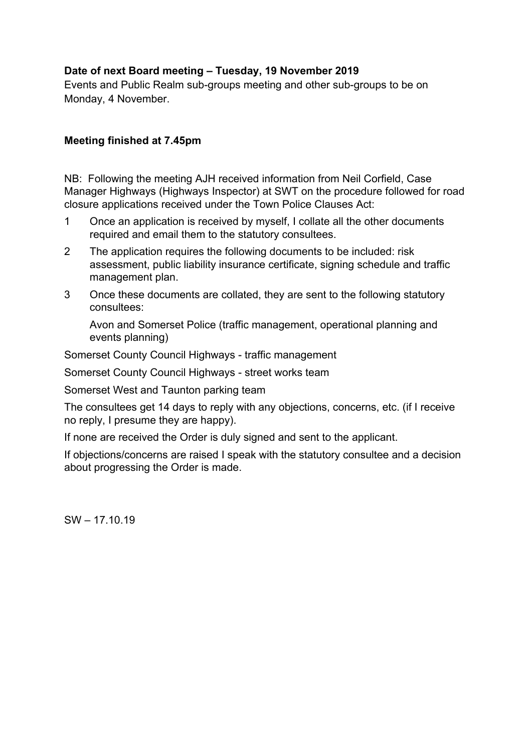**Date of next Board meeting – Tuesday, 19 November 2019**

Events and Public Realm sub-groups meeting and other sub-groups to be on Monday, 4 November.

**Meeting finished at 7.45pm**

NB: Following the meeting AJH received information from Neil Corfield, Case Manager Highways (Highways Inspector) at SWT on the procedure followed for road closure applications received under the Town Police Clauses Act:

1. Once an application is received by myself, I collate all the other documents required and email them to the statutory consultees.
2. The application requires the following documents to be included: risk assessment, public liability insurance certificate, signing schedule and traffic management plan.
3. Once these documents are collated, they are sent to the following statutory consultees:

   Avon and Somerset Police (traffic management, operational planning and events planning)

Somerset County Council Highways - traffic management

Somerset County Council Highways - street works team

Somerset West and Taunton parking team

The consultees get 14 days to reply with any objections, concerns, etc. (if I receive no reply, I presume they are happy).

If none are received the Order is duly signed and sent to the applicant.

If objections/concerns are raised I speak with the statutory consultee and a decision about progressing the Order is made.

SW – 17.10.19